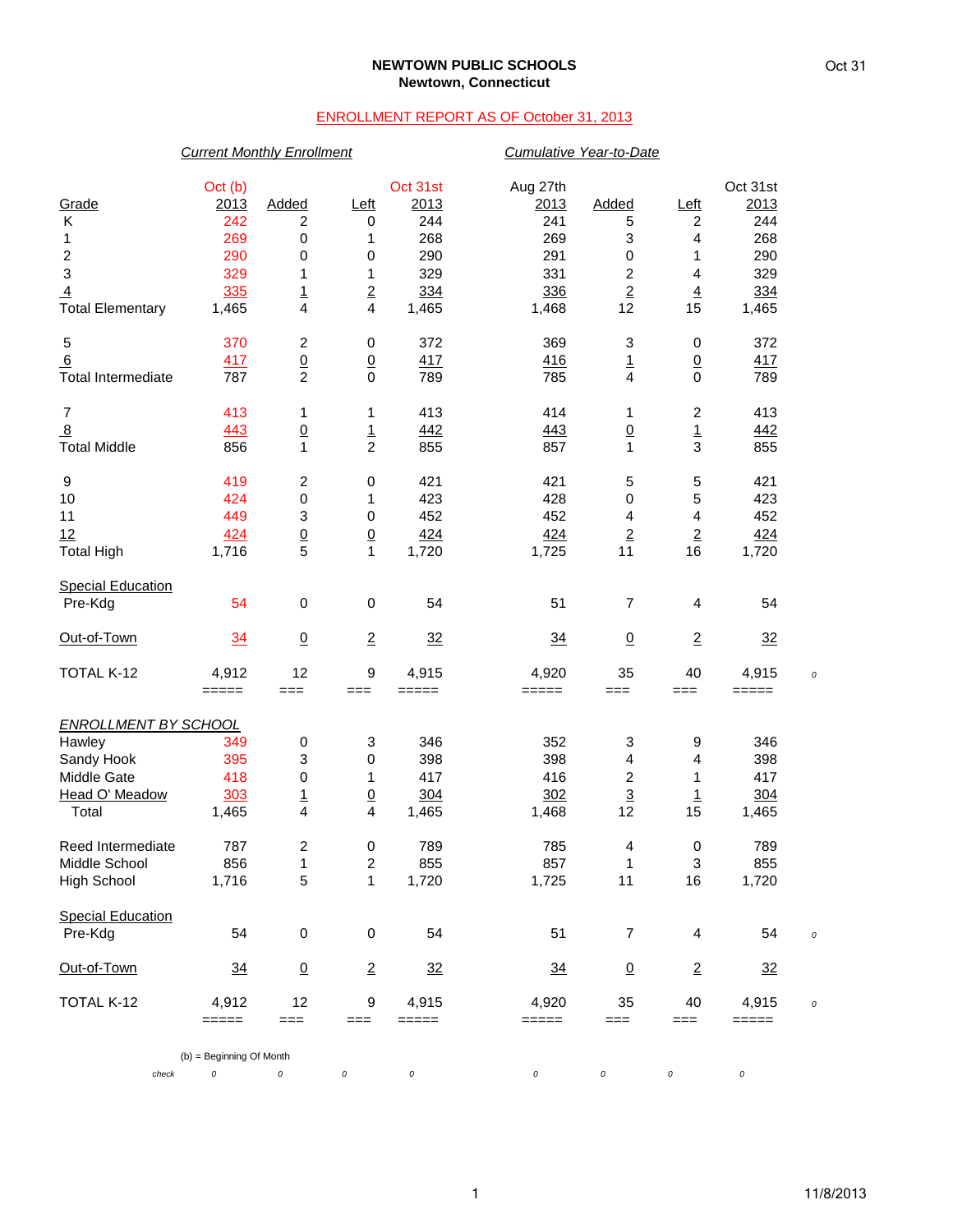# NEWTOWN PUBLIC SCHOOLS
## Newtown, Connecticut

Oct 31

ENROLLMENT REPORT AS OF October 31, 2013

| | *Current Monthly Enrollment* | | | | *Cumulative Year-to-Date* | | | | |
|---|---|---|---|---|---|---|---|---|---|
| Grade | Oct (b) 2013 | Added | Left | Oct 31st 2013 | Aug 27th 2013 | Added | Left | Oct 31st 2013 | |
| K | 242 | 2 | 0 | 244 | 241 | 5 | 2 | 244 | |
| 1 | 269 | 0 | 1 | 268 | 269 | 3 | 4 | 268 | |
| 2 | 290 | 0 | 0 | 290 | 291 | 0 | 1 | 290 | |
| 3 | 329 | 1 | 1 | 329 | 331 | 2 | 4 | 329 | |
| 4 | 335 | 1 | 2 | 334 | 336 | 2 | 4 | 334 | |
| Total Elementary | 1,465 | 4 | 4 | 1,465 | 1,468 | 12 | 15 | 1,465 | |
| 5 | 370 | 2 | 0 | 372 | 369 | 3 | 0 | 372 | |
| 6 | 417 | 0 | 0 | 417 | 416 | 1 | 0 | 417 | |
| Total Intermediate | 787 | 2 | 0 | 789 | 785 | 4 | 0 | 789 | |
| 7 | 413 | 1 | 1 | 413 | 414 | 1 | 2 | 413 | |
| 8 | 443 | 0 | 1 | 442 | 443 | 0 | 1 | 442 | |
| Total Middle | 856 | 1 | 2 | 855 | 857 | 1 | 3 | 855 | |
| 9 | 419 | 2 | 0 | 421 | 421 | 5 | 5 | 421 | |
| 10 | 424 | 0 | 1 | 423 | 428 | 0 | 5 | 423 | |
| 11 | 449 | 3 | 0 | 452 | 452 | 4 | 4 | 452 | |
| 12 | 424 | 0 | 0 | 424 | 424 | 2 | 2 | 424 | |
| Total High | 1,716 | 5 | 1 | 1,720 | 1,725 | 11 | 16 | 1,720 | |
| Special Education | | | | | | | | | |
| Pre-Kdg | 54 | 0 | 0 | 54 | 51 | 7 | 4 | 54 | |
| Out-of-Town | 34 | 0 | 2 | 32 | 34 | 0 | 2 | 32 | |
| TOTAL K-12 | 4,912 | 12 | 9 | 4,915 | 4,920 | 35 | 40 | 4,915 | 0 |
| *ENROLLMENT BY SCHOOL* | | | | | | | | | |
| Hawley | 349 | 0 | 3 | 346 | 352 | 3 | 9 | 346 | |
| Sandy Hook | 395 | 3 | 0 | 398 | 398 | 4 | 4 | 398 | |
| Middle Gate | 418 | 0 | 1 | 417 | 416 | 2 | 1 | 417 | |
| Head O' Meadow | 303 | 1 | 0 | 304 | 302 | 3 | 1 | 304 | |
| Total | 1,465 | 4 | 4 | 1,465 | 1,468 | 12 | 15 | 1,465 | |
| Reed Intermediate | 787 | 2 | 0 | 789 | 785 | 4 | 0 | 789 | |
| Middle School | 856 | 1 | 2 | 855 | 857 | 1 | 3 | 855 | |
| High School | 1,716 | 5 | 1 | 1,720 | 1,725 | 11 | 16 | 1,720 | |
| Special Education | | | | | | | | | |
| Pre-Kdg | 54 | 0 | 0 | 54 | 51 | 7 | 4 | 54 | 0 |
| Out-of-Town | 34 | 0 | 2 | 32 | 34 | 0 | 2 | 32 | |
| TOTAL K-12 | 4,912 | 12 | 9 | 4,915 | 4,920 | 35 | 40 | 4,915 | 0 |
| check | 0 | 0 | 0 | 0 | 0 | 0 | 0 | 0 | |

(b) = Beginning Of Month

11/8/2013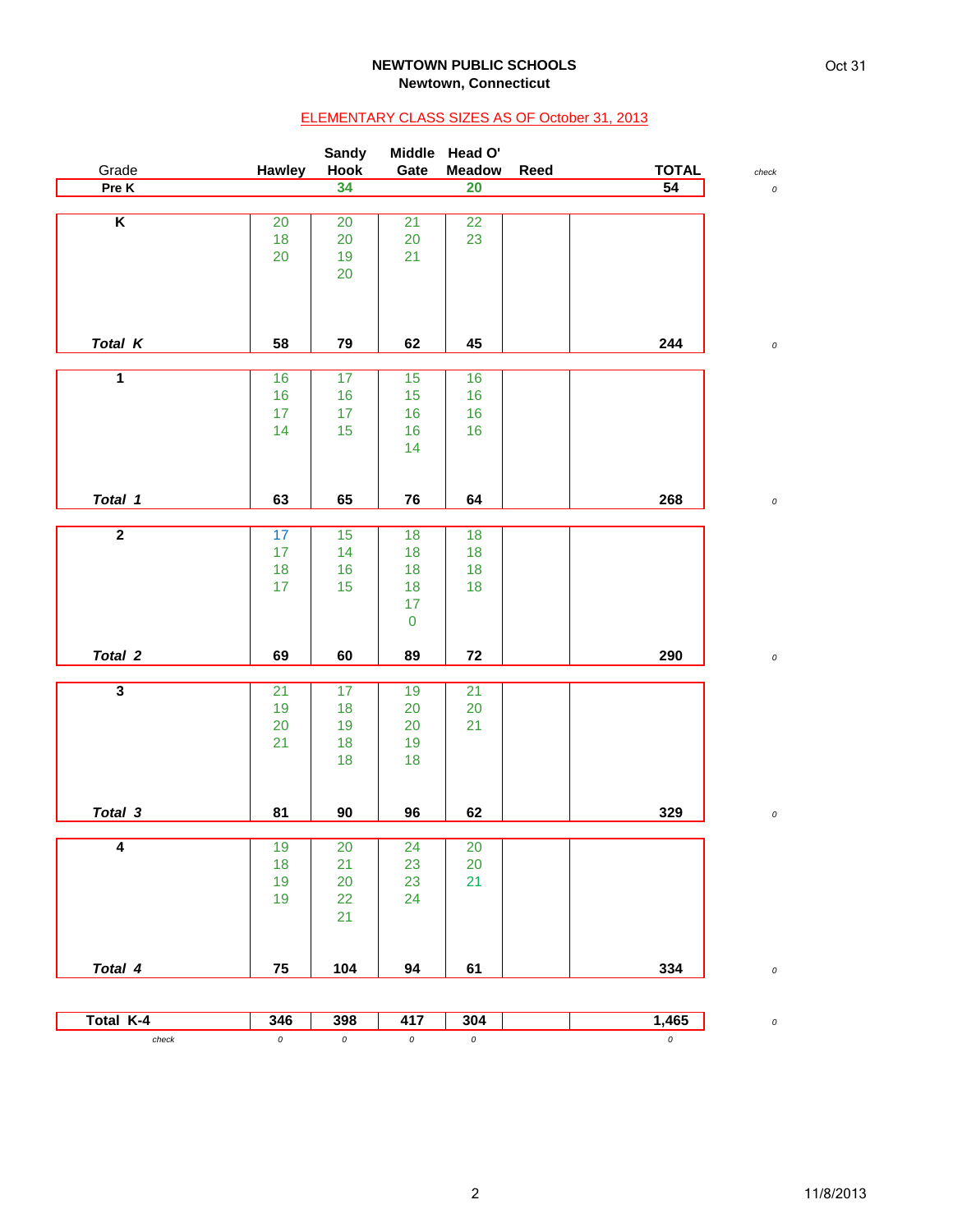**NEWTOWN PUBLIC SCHOOLS**
**Newtown, Connecticut**

Oct 31

ELEMENTARY CLASS SIZES AS OF October 31, 2013

| Grade | Hawley | Sandy Hook | Middle Gate | Head O' Meadow | Reed | TOTAL | check |
|---|---|---|---|---|---|---|---|
| **Pre K** | | 34 | | 20 | | 54 | 0 |
| **K** | 20 | 20 | 21 | 22 | | | |
| | 18 | 20 | 20 | 23 | | | |
| | 20 | 19 | 21 | | | | |
| | | 20 | | | | | |
| ***Total K*** | **58** | **79** | **62** | **45** | | **244** | 0 |
| **1** | 16 | 17 | 15 | 16 | | | |
| | 16 | 16 | 15 | 16 | | | |
| | 17 | 17 | 16 | 16 | | | |
| | 14 | 15 | 16 | 16 | | | |
| | | | 14 | | | | |
| ***Total 1*** | **63** | **65** | **76** | **64** | | **268** | 0 |
| **2** | 17 | 15 | 18 | 18 | | | |
| | 17 | 14 | 18 | 18 | | | |
| | 18 | 16 | 18 | 18 | | | |
| | 17 | 15 | 18 | 18 | | | |
| | | | 17 | | | | |
| | | | 0 | | | | |
| ***Total 2*** | **69** | **60** | **89** | **72** | | **290** | 0 |
| **3** | 21 | 17 | 19 | 21 | | | |
| | 19 | 18 | 20 | 20 | | | |
| | 20 | 19 | 20 | 21 | | | |
| | 21 | 18 | 19 | | | | |
| | | 18 | 18 | | | | |
| ***Total 3*** | **81** | **90** | **96** | **62** | | **329** | 0 |
| **4** | 19 | 20 | 24 | 20 | | | |
| | 18 | 21 | 23 | 20 | | | |
| | 19 | 20 | 23 | 21 | | | |
| | 19 | 22 | 24 | | | | |
| | | 21 | | | | | |
| ***Total 4*** | **75** | **104** | **94** | **61** | | **334** | 0 |
| **Total K-4** | **346** | **398** | **417** | **304** | | **1,465** | 0 |
| *check* | *0* | *0* | *0* | *0* | | *0* | |

11/8/2013